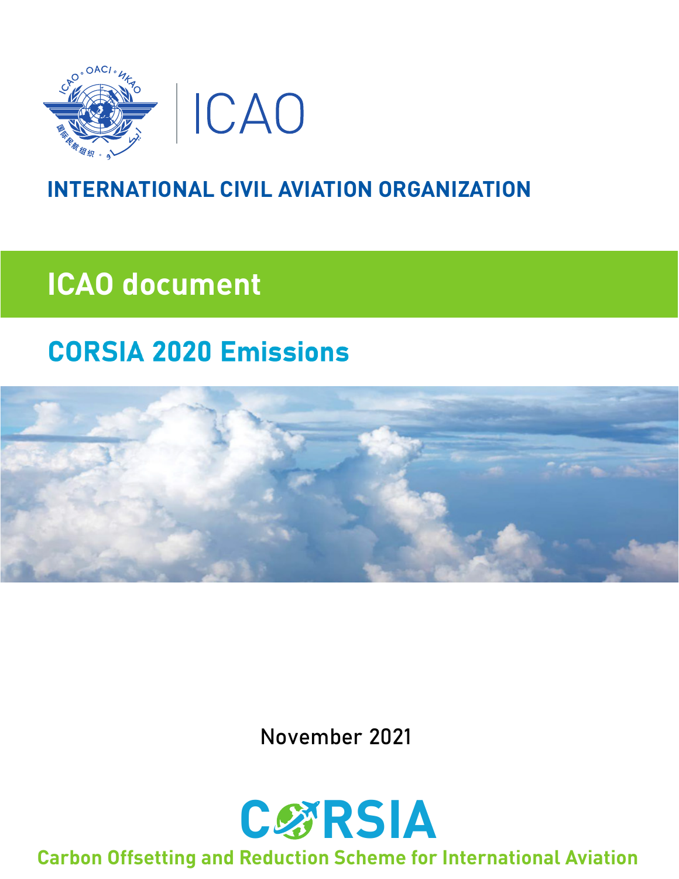ICAO

**INTERNATIONAL CIVIL AVIATION ORGANIZATION**

# ICAO document

## CORSIA 2020 Emissions

November 2021

**CORSIA**

**Carbon Offsetting and Reduction Scheme for International Aviation**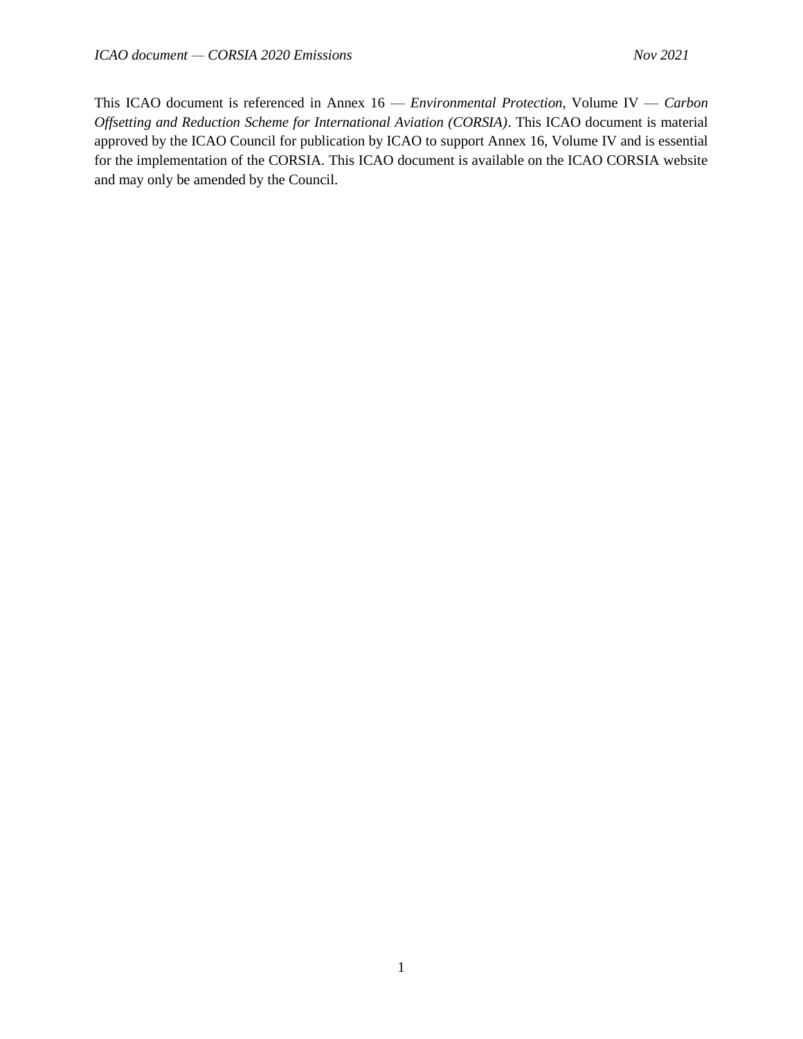This ICAO document is referenced in Annex 16 — *Environmental Protection*, Volume IV — *Carbon Offsetting and Reduction Scheme for International Aviation (CORSIA)*. This ICAO document is material approved by the ICAO Council for publication by ICAO to support Annex 16, Volume IV and is essential for the implementation of the CORSIA. This ICAO document is available on the ICAO CORSIA website and may only be amended by the Council.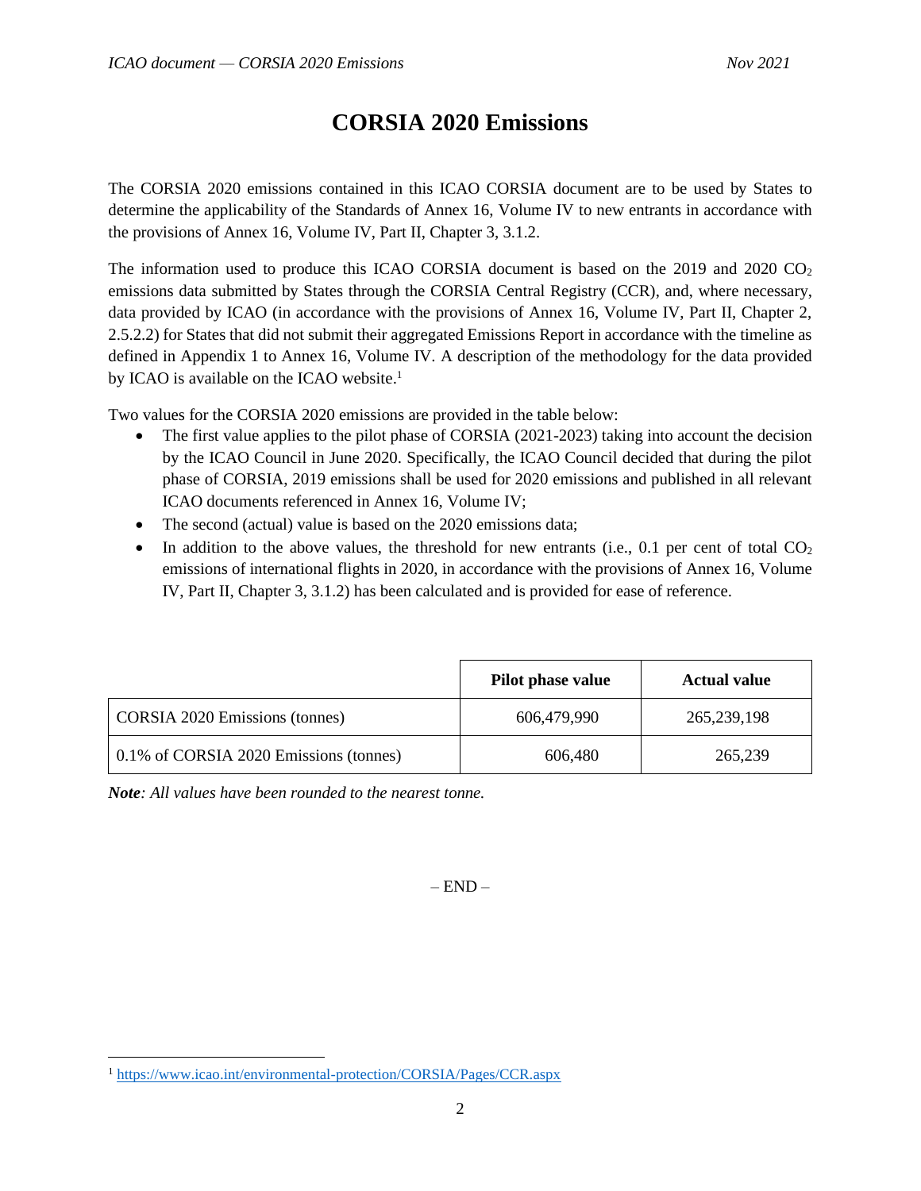# CORSIA 2020 Emissions

The CORSIA 2020 emissions contained in this ICAO CORSIA document are to be used by States to determine the applicability of the Standards of Annex 16, Volume IV to new entrants in accordance with the provisions of Annex 16, Volume IV, Part II, Chapter 3, 3.1.2.

The information used to produce this ICAO CORSIA document is based on the 2019 and 2020 $CO_2$ emissions data submitted by States through the CORSIA Central Registry (CCR), and, where necessary, data provided by ICAO (in accordance with the provisions of Annex 16, Volume IV, Part II, Chapter 2, 2.5.2.2) for States that did not submit their aggregated Emissions Report in accordance with the timeline as defined in Appendix 1 to Annex 16, Volume IV. A description of the methodology for the data provided by ICAO is available on the ICAO website.[1]

Two values for the CORSIA 2020 emissions are provided in the table below:

- The first value applies to the pilot phase of CORSIA (2021-2023) taking into account the decision by the ICAO Council in June 2020. Specifically, the ICAO Council decided that during the pilot phase of CORSIA, 2019 emissions shall be used for 2020 emissions and published in all relevant ICAO documents referenced in Annex 16, Volume IV;
- The second (actual) value is based on the 2020 emissions data;
- In addition to the above values, the threshold for new entrants (i.e., 0.1 per cent of total $CO_2$ emissions of international flights in 2020, in accordance with the provisions of Annex 16, Volume IV, Part II, Chapter 3, 3.1.2) has been calculated and is provided for ease of reference.

| | **Pilot phase value** | **Actual value** |
|---|---|---|
| CORSIA 2020 Emissions (tonnes) | 606,479,990 | 265,239,198 |
| 0.1% of CORSIA 2020 Emissions (tonnes) | 606,480 | 265,239 |

***Note**: All values have been rounded to the nearest tonne.*

– END –

[1] https://www.icao.int/environmental-protection/CORSIA/Pages/CCR.aspx